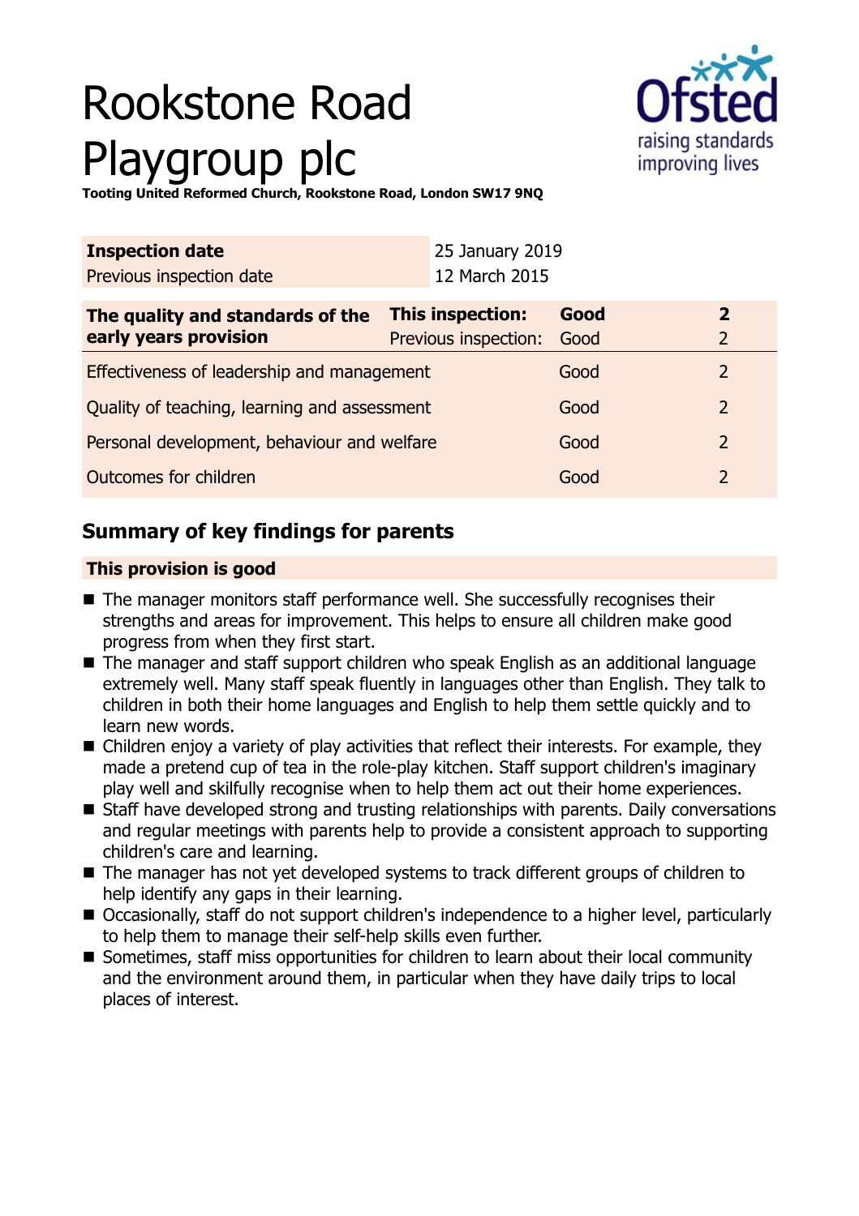# Rookstone Road Playgroup plc

**Tooting United Reformed Church, Rookstone Road, London SW17 9NQ**

| **Inspection date** | 25 January 2019 |
|---|---|
| Previous inspection date | 12 March 2015 |

| **The quality and standards of the early years provision** | **This inspection:** | **Good** | **2** |
|---|---|---|---|
| | Previous inspection: | Good | 2 |
| Effectiveness of leadership and management | | Good | 2 |
| Quality of teaching, learning and assessment | | Good | 2 |
| Personal development, behaviour and welfare | | Good | 2 |
| Outcomes for children | | Good | 2 |

## Summary of key findings for parents

**This provision is good**

- The manager monitors staff performance well. She successfully recognises their strengths and areas for improvement. This helps to ensure all children make good progress from when they first start.
- The manager and staff support children who speak English as an additional language extremely well. Many staff speak fluently in languages other than English. They talk to children in both their home languages and English to help them settle quickly and to learn new words.
- Children enjoy a variety of play activities that reflect their interests. For example, they made a pretend cup of tea in the role-play kitchen. Staff support children's imaginary play well and skilfully recognise when to help them act out their home experiences.
- Staff have developed strong and trusting relationships with parents. Daily conversations and regular meetings with parents help to provide a consistent approach to supporting children's care and learning.
- The manager has not yet developed systems to track different groups of children to help identify any gaps in their learning.
- Occasionally, staff do not support children's independence to a higher level, particularly to help them to manage their self-help skills even further.
- Sometimes, staff miss opportunities for children to learn about their local community and the environment around them, in particular when they have daily trips to local places of interest.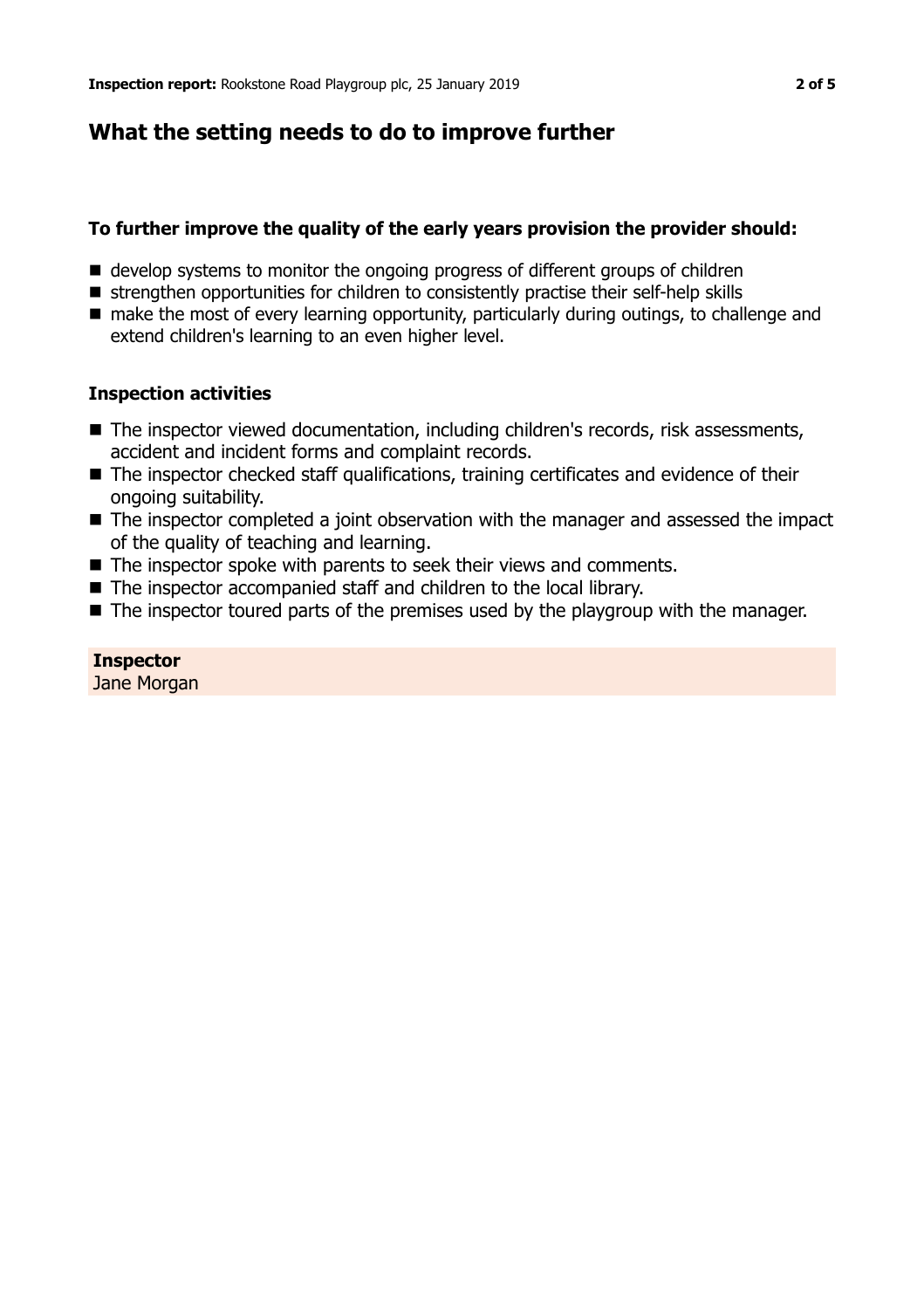## What the setting needs to do to improve further

**To further improve the quality of the early years provision the provider should:**

- develop systems to monitor the ongoing progress of different groups of children
- strengthen opportunities for children to consistently practise their self-help skills
- make the most of every learning opportunity, particularly during outings, to challenge and extend children's learning to an even higher level.

**Inspection activities**

- The inspector viewed documentation, including children's records, risk assessments, accident and incident forms and complaint records.
- The inspector checked staff qualifications, training certificates and evidence of their ongoing suitability.
- The inspector completed a joint observation with the manager and assessed the impact of the quality of teaching and learning.
- The inspector spoke with parents to seek their views and comments.
- The inspector accompanied staff and children to the local library.
- The inspector toured parts of the premises used by the playgroup with the manager.

**Inspector**
Jane Morgan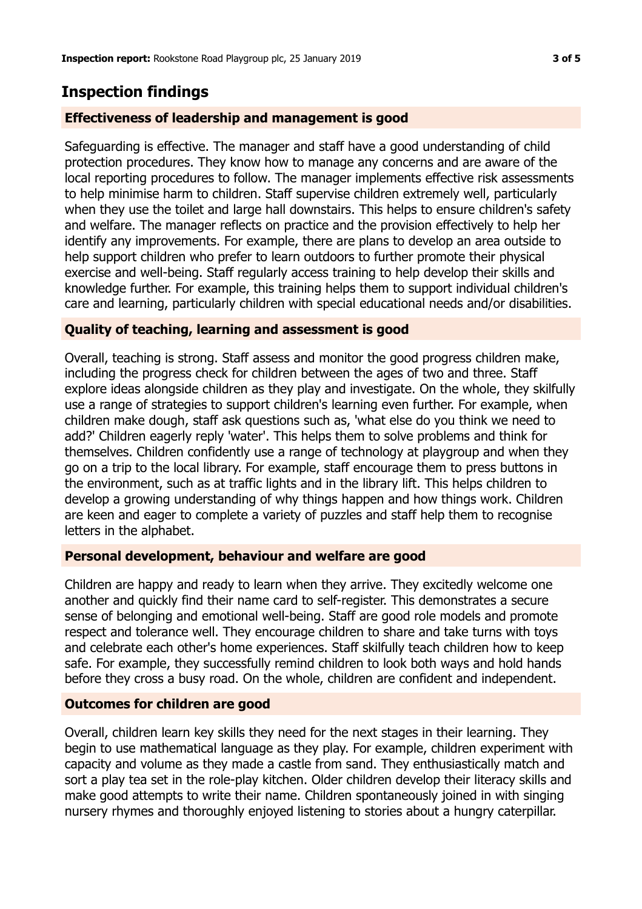## Inspection findings

### Effectiveness of leadership and management is good

Safeguarding is effective. The manager and staff have a good understanding of child protection procedures. They know how to manage any concerns and are aware of the local reporting procedures to follow. The manager implements effective risk assessments to help minimise harm to children. Staff supervise children extremely well, particularly when they use the toilet and large hall downstairs. This helps to ensure children's safety and welfare. The manager reflects on practice and the provision effectively to help her identify any improvements. For example, there are plans to develop an area outside to help support children who prefer to learn outdoors to further promote their physical exercise and well-being. Staff regularly access training to help develop their skills and knowledge further. For example, this training helps them to support individual children's care and learning, particularly children with special educational needs and/or disabilities.

### Quality of teaching, learning and assessment is good

Overall, teaching is strong. Staff assess and monitor the good progress children make, including the progress check for children between the ages of two and three. Staff explore ideas alongside children as they play and investigate. On the whole, they skilfully use a range of strategies to support children's learning even further. For example, when children make dough, staff ask questions such as, 'what else do you think we need to add?' Children eagerly reply 'water'. This helps them to solve problems and think for themselves. Children confidently use a range of technology at playgroup and when they go on a trip to the local library. For example, staff encourage them to press buttons in the environment, such as at traffic lights and in the library lift. This helps children to develop a growing understanding of why things happen and how things work. Children are keen and eager to complete a variety of puzzles and staff help them to recognise letters in the alphabet.

### Personal development, behaviour and welfare are good

Children are happy and ready to learn when they arrive. They excitedly welcome one another and quickly find their name card to self-register. This demonstrates a secure sense of belonging and emotional well-being. Staff are good role models and promote respect and tolerance well. They encourage children to share and take turns with toys and celebrate each other's home experiences. Staff skilfully teach children how to keep safe. For example, they successfully remind children to look both ways and hold hands before they cross a busy road. On the whole, children are confident and independent.

### Outcomes for children are good

Overall, children learn key skills they need for the next stages in their learning. They begin to use mathematical language as they play. For example, children experiment with capacity and volume as they made a castle from sand. They enthusiastically match and sort a play tea set in the role-play kitchen. Older children develop their literacy skills and make good attempts to write their name. Children spontaneously joined in with singing nursery rhymes and thoroughly enjoyed listening to stories about a hungry caterpillar.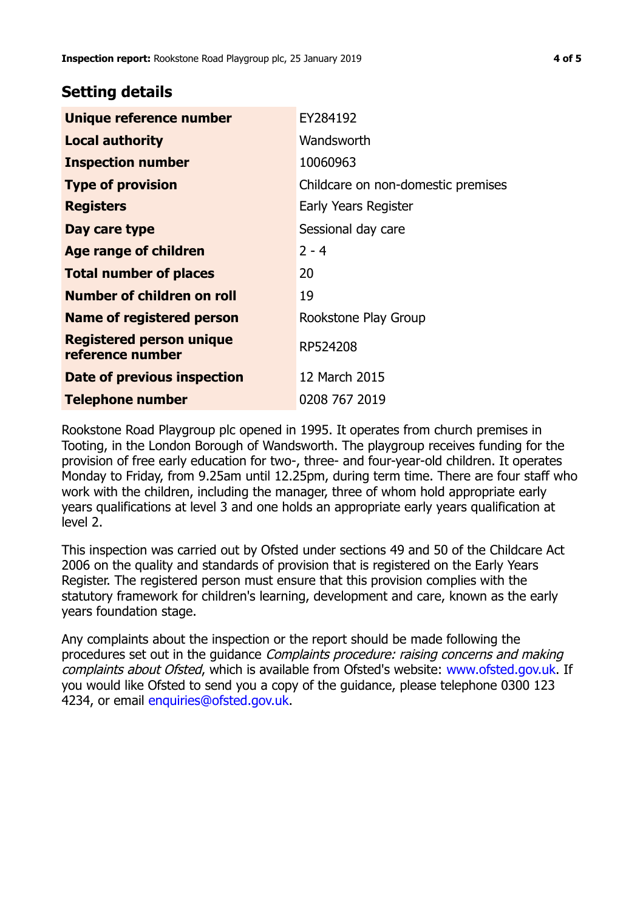## Setting details

| | |
|---|---|
| **Unique reference number** | EY284192 |
| **Local authority** | Wandsworth |
| **Inspection number** | 10060963 |
| **Type of provision** | Childcare on non-domestic premises |
| **Registers** | Early Years Register |
| **Day care type** | Sessional day care |
| **Age range of children** | 2 - 4 |
| **Total number of places** | 20 |
| **Number of children on roll** | 19 |
| **Name of registered person** | Rookstone Play Group |
| **Registered person unique reference number** | RP524208 |
| **Date of previous inspection** | 12 March 2015 |
| **Telephone number** | 0208 767 2019 |

Rookstone Road Playgroup plc opened in 1995. It operates from church premises in Tooting, in the London Borough of Wandsworth. The playgroup receives funding for the provision of free early education for two-, three- and four-year-old children. It operates Monday to Friday, from 9.25am until 12.25pm, during term time. There are four staff who work with the children, including the manager, three of whom hold appropriate early years qualifications at level 3 and one holds an appropriate early years qualification at level 2.

This inspection was carried out by Ofsted under sections 49 and 50 of the Childcare Act 2006 on the quality and standards of provision that is registered on the Early Years Register. The registered person must ensure that this provision complies with the statutory framework for children's learning, development and care, known as the early years foundation stage.

Any complaints about the inspection or the report should be made following the procedures set out in the guidance *Complaints procedure: raising concerns and making complaints about Ofsted*, which is available from Ofsted's website: www.ofsted.gov.uk. If you would like Ofsted to send you a copy of the guidance, please telephone 0300 123 4234, or email enquiries@ofsted.gov.uk.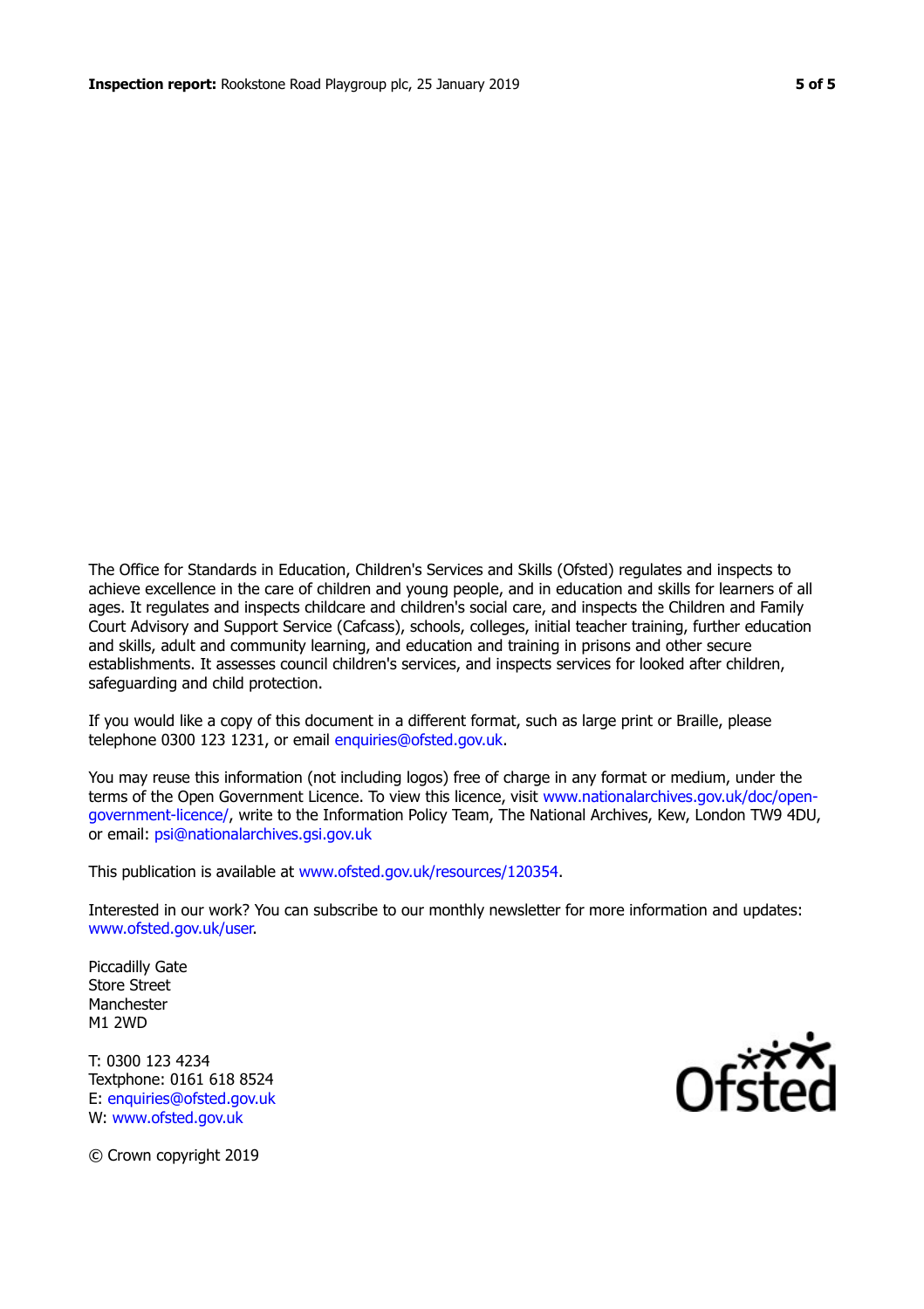The Office for Standards in Education, Children's Services and Skills (Ofsted) regulates and inspects to achieve excellence in the care of children and young people, and in education and skills for learners of all ages. It regulates and inspects childcare and children's social care, and inspects the Children and Family Court Advisory and Support Service (Cafcass), schools, colleges, initial teacher training, further education and skills, adult and community learning, and education and training in prisons and other secure establishments. It assesses council children's services, and inspects services for looked after children, safeguarding and child protection.

If you would like a copy of this document in a different format, such as large print or Braille, please telephone 0300 123 1231, or email enquiries@ofsted.gov.uk.

You may reuse this information (not including logos) free of charge in any format or medium, under the terms of the Open Government Licence. To view this licence, visit www.nationalarchives.gov.uk/doc/open-government-licence/, write to the Information Policy Team, The National Archives, Kew, London TW9 4DU, or email: psi@nationalarchives.gsi.gov.uk

This publication is available at www.ofsted.gov.uk/resources/120354.

Interested in our work? You can subscribe to our monthly newsletter for more information and updates: www.ofsted.gov.uk/user.

Piccadilly Gate
Store Street
Manchester
M1 2WD

T: 0300 123 4234
Textphone: 0161 618 8524
E: enquiries@ofsted.gov.uk
W: www.ofsted.gov.uk

© Crown copyright 2019